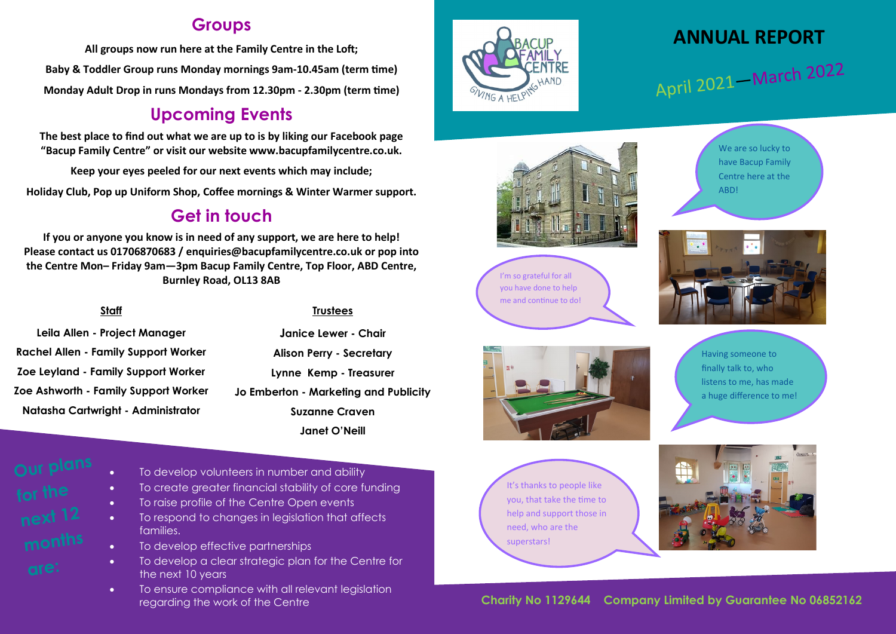## Groups

**All groups now run here at the Family Centre in the Loft;**

**Baby & Toddler Group runs Monday mornings 9am-10.45am (term time)**

**Monday Adult Drop in runs Mondays from 12.30pm - 2.30pm (term time)**

## Upcoming Events

**The best place to find out what we are up to is by liking our Facebook page "Bacup Family Centre" or visit our website www.bacupfamilycentre.co.uk.**

**Keep your eyes peeled for our next events which may include;**

**Holiday Club, Pop up Uniform Shop, Coffee mornings & Winter Warmer support.**

## Get in touch

**If you or anyone you know is in need of any support, we are here to help! Please contact us 01706870683 / enquiries@bacupfamilycentre.co.uk or pop into the Centre Mon– Friday 9am—3pm Bacup Family Centre, Top Floor, ABD Centre, Burnley Road, OL13 8AB**

### Staff

**Leila Allen - Project Manager**
**Rachel Allen - Family Support Worker**
**Zoe Leyland - Family Support Worker**
**Zoe Ashworth - Family Support Worker**
**Natasha Cartwright - Administrator**

### Trustees

**Janice Lewer - Chair**
**Alison Perry - Secretary**
**Lynne Kemp - Treasurer**
**Jo Emberton - Marketing and Publicity**
**Suzanne Craven**
**Janet O'Neill**

## Our plans for the next 12 months are:

- To develop volunteers in number and ability
- To create greater financial stability of core funding
- To raise profile of the Centre Open events
- To respond to changes in legislation that affects families.
- To develop effective partnerships
- To develop a clear strategic plan for the Centre for the next 10 years
- To ensure compliance with all relevant legislation regarding the work of the Centre

BACUP FAMILY CENTRE
GIVING A HELPING HAND

# ANNUAL REPORT

## April 2021—March 2022

We are so lucky to have Bacup Family Centre here at the ABD!

I'm so grateful for all you have done to help me and continue to do!

Having someone to finally talk to, who listens to me, has made a huge difference to me!

It's thanks to people like you, that take the time to help and support those in need, who are the superstars!

**Charity No 1129644 Company Limited by Guarantee No 06852162**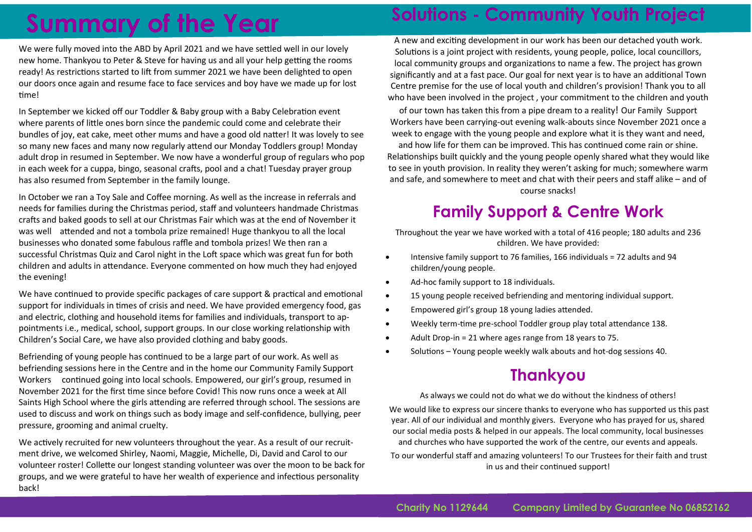# Summary of the Year

We were fully moved into the ABD by April 2021 and we have settled well in our lovely new home. Thankyou to Peter & Steve for having us and all your help getting the rooms ready! As restrictions started to lift from summer 2021 we have been delighted to open our doors once again and resume face to face services and boy have we made up for lost time!

In September we kicked off our Toddler & Baby group with a Baby Celebration event where parents of little ones born since the pandemic could come and celebrate their bundles of joy, eat cake, meet other mums and have a good old natter! It was lovely to see so many new faces and many now regularly attend our Monday Toddlers group! Monday adult drop in resumed in September. We now have a wonderful group of regulars who pop in each week for a cuppa, bingo, seasonal crafts, pool and a chat! Tuesday prayer group has also resumed from September in the family lounge.

In October we ran a Toy Sale and Coffee morning. As well as the increase in referrals and needs for families during the Christmas period, staff and volunteers handmade Christmas crafts and baked goods to sell at our Christmas Fair which was at the end of November it was well attended and not a tombola prize remained! Huge thankyou to all the local businesses who donated some fabulous raffle and tombola prizes! We then ran a successful Christmas Quiz and Carol night in the Loft space which was great fun for both children and adults in attendance. Everyone commented on how much they had enjoyed the evening!

We have continued to provide specific packages of care support & practical and emotional support for individuals in times of crisis and need. We have provided emergency food, gas and electric, clothing and household items for families and individuals, transport to appointments i.e., medical, school, support groups. In our close working relationship with Children's Social Care, we have also provided clothing and baby goods.

Befriending of young people has continued to be a large part of our work. As well as befriending sessions here in the Centre and in the home our Community Family Support Workers continued going into local schools. Empowered, our girl's group, resumed in November 2021 for the first time since before Covid! This now runs once a week at All Saints High School where the girls attending are referred through school. The sessions are used to discuss and work on things such as body image and self-confidence, bullying, peer pressure, grooming and animal cruelty.

We actively recruited for new volunteers throughout the year. As a result of our recruitment drive, we welcomed Shirley, Naomi, Maggie, Michelle, Di, David and Carol to our volunteer roster! Collette our longest standing volunteer was over the moon to be back for groups, and we were grateful to have her wealth of experience and infectious personality back!

# Solutions - Community Youth Project

A new and exciting development in our work has been our detached youth work. Solutions is a joint project with residents, young people, police, local councillors, local community groups and organizations to name a few. The project has grown significantly and at a fast pace. Our goal for next year is to have an additional Town Centre premise for the use of local youth and children's provision! Thank you to all who have been involved in the project , your commitment to the children and youth of our town has taken this from a pipe dream to a reality! Our Family Support Workers have been carrying-out evening walk-abouts since November 2021 once a week to engage with the young people and explore what it is they want and need, and how life for them can be improved. This has continued come rain or shine. Relationships built quickly and the young people openly shared what they would like to see in youth provision. In reality they weren't asking for much; somewhere warm and safe, and somewhere to meet and chat with their peers and staff alike – and of course snacks!

# Family Support & Centre Work

Throughout the year we have worked with a total of 416 people; 180 adults and 236 children. We have provided:

- Intensive family support to 76 families, 166 individuals = 72 adults and 94 children/young people.
- Ad-hoc family support to 18 individuals.
- 15 young people received befriending and mentoring individual support.
- Empowered girl's group 18 young ladies attended.
- Weekly term-time pre-school Toddler group play total attendance 138.
- Adult Drop-in = 21 where ages range from 18 years to 75.
- Solutions – Young people weekly walk abouts and hot-dog sessions 40.

# Thankyou

As always we could not do what we do without the kindness of others!

We would like to express our sincere thanks to everyone who has supported us this past year. All of our individual and monthly givers. Everyone who has prayed for us, shared our social media posts & helped in our appeals. The local community, local businesses and churches who have supported the work of the centre, our events and appeals.

To our wonderful staff and amazing volunteers! To our Trustees for their faith and trust in us and their continued support!

Charity No 1129644 Company Limited by Guarantee No 06852162